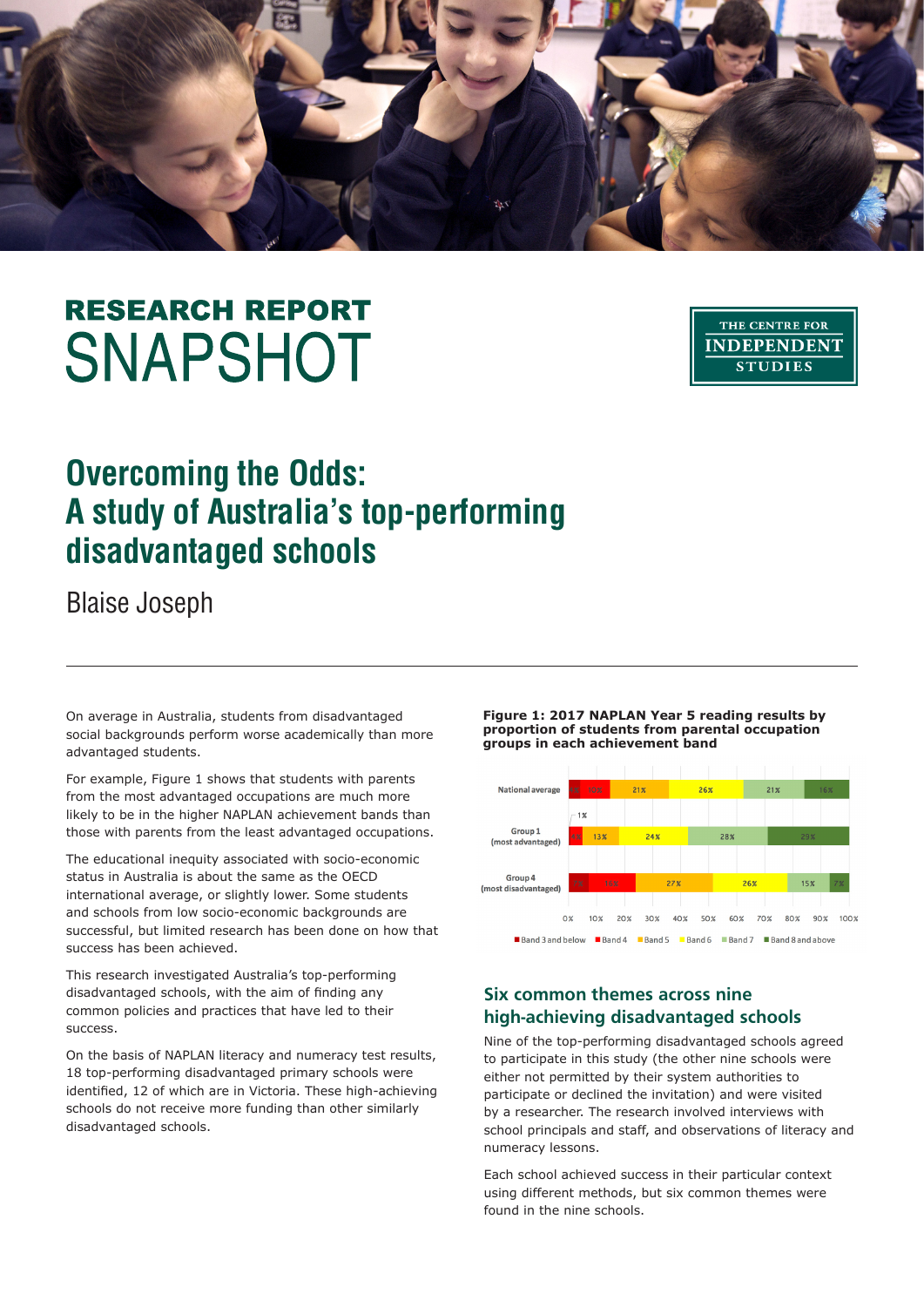RESEARCH REPORT
SNAPSHOT

THE CENTRE FOR INDEPENDENT STUDIES

# Overcoming the Odds: A study of Australia's top-performing disadvantaged schools

Blaise Joseph

---

On average in Australia, students from disadvantaged social backgrounds perform worse academically than more advantaged students.

For example, Figure 1 shows that students with parents from the most advantaged occupations are much more likely to be in the higher NAPLAN achievement bands than those with parents from the least advantaged occupations.

The educational inequity associated with socio-economic status in Australia is about the same as the OECD international average, or slightly lower. Some students and schools from low socio-economic backgrounds are successful, but limited research has been done on how that success has been achieved.

This research investigated Australia's top-performing disadvantaged schools, with the aim of finding any common policies and practices that have led to their success.

On the basis of NAPLAN literacy and numeracy test results, 18 top-performing disadvantaged primary schools were identified, 12 of which are in Victoria. These high-achieving schools do not receive more funding than other similarly disadvantaged schools.

**Figure 1: 2017 NAPLAN Year 5 reading results by proportion of students from parental occupation groups in each achievement band**

| | Band 3 and below | Band 4 | Band 5 | Band 6 | Band 7 | Band 8 and above |
|---|---|---|---|---|---|---|
| National average | 4% | 10% | 21% | 26% | 21% | 16% |
| Group 1 (most advantaged) | 1% | 4% | 13% | 24% | 28% | 29% |
| Group 4 (most disadvantaged) | 7% | 16% | 27% | 26% | 15% | 7% |

## Six common themes across nine high-achieving disadvantaged schools

Nine of the top-performing disadvantaged schools agreed to participate in this study (the other nine schools were either not permitted by their system authorities to participate or declined the invitation) and were visited by a researcher. The research involved interviews with school principals and staff, and observations of literacy and numeracy lessons.

Each school achieved success in their particular context using different methods, but six common themes were found in the nine schools.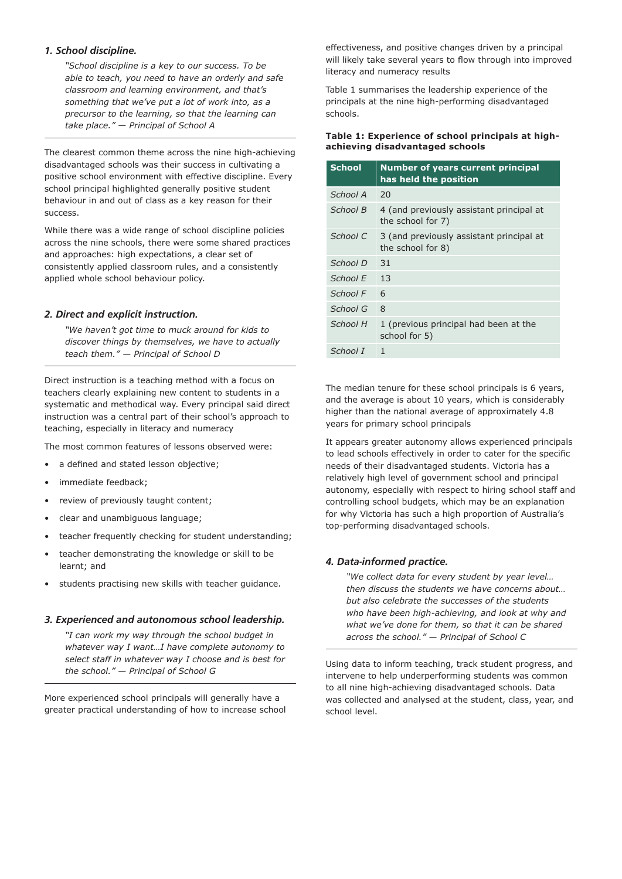### *1. School discipline.*

> *"School discipline is a key to our success. To be able to teach, you need to have an orderly and safe classroom and learning environment, and that's something that we've put a lot of work into, as a precursor to the learning, so that the learning can take place." — Principal of School A*

The clearest common theme across the nine high-achieving disadvantaged schools was their success in cultivating a positive school environment with effective discipline. Every school principal highlighted generally positive student behaviour in and out of class as a key reason for their success.

While there was a wide range of school discipline policies across the nine schools, there were some shared practices and approaches: high expectations, a clear set of consistently applied classroom rules, and a consistently applied whole school behaviour policy.

### *2. Direct and explicit instruction.*

> *"We haven't got time to muck around for kids to discover things by themselves, we have to actually teach them." — Principal of School D*

Direct instruction is a teaching method with a focus on teachers clearly explaining new content to students in a systematic and methodical way. Every principal said direct instruction was a central part of their school's approach to teaching, especially in literacy and numeracy

The most common features of lessons observed were:

- a defined and stated lesson objective;
- immediate feedback;
- review of previously taught content;
- clear and unambiguous language;
- teacher frequently checking for student understanding;
- teacher demonstrating the knowledge or skill to be learnt; and
- students practising new skills with teacher guidance.

### *3. Experienced and autonomous school leadership.*

> *"I can work my way through the school budget in whatever way I want…I have complete autonomy to select staff in whatever way I choose and is best for the school." — Principal of School G*

More experienced school principals will generally have a greater practical understanding of how to increase school effectiveness, and positive changes driven by a principal will likely take several years to flow through into improved literacy and numeracy results

Table 1 summarises the leadership experience of the principals at the nine high-performing disadvantaged schools.

**Table 1: Experience of school principals at high-achieving disadvantaged schools**

| School | Number of years current principal has held the position |
|---|---|
| *School A* | 20 |
| *School B* | 4 (and previously assistant principal at the school for 7) |
| *School C* | 3 (and previously assistant principal at the school for 8) |
| *School D* | 31 |
| *School E* | 13 |
| *School F* | 6 |
| *School G* | 8 |
| *School H* | 1 (previous principal had been at the school for 5) |
| *School I* | 1 |

The median tenure for these school principals is 6 years, and the average is about 10 years, which is considerably higher than the national average of approximately 4.8 years for primary school principals

It appears greater autonomy allows experienced principals to lead schools effectively in order to cater for the specific needs of their disadvantaged students. Victoria has a relatively high level of government school and principal autonomy, especially with respect to hiring school staff and controlling school budgets, which may be an explanation for why Victoria has such a high proportion of Australia's top-performing disadvantaged schools.

### *4. Data-informed practice.*

> *"We collect data for every student by year level… then discuss the students we have concerns about… but also celebrate the successes of the students who have been high-achieving, and look at why and what we've done for them, so that it can be shared across the school." — Principal of School C*

Using data to inform teaching, track student progress, and intervene to help underperforming students was common to all nine high-achieving disadvantaged schools. Data was collected and analysed at the student, class, year, and school level.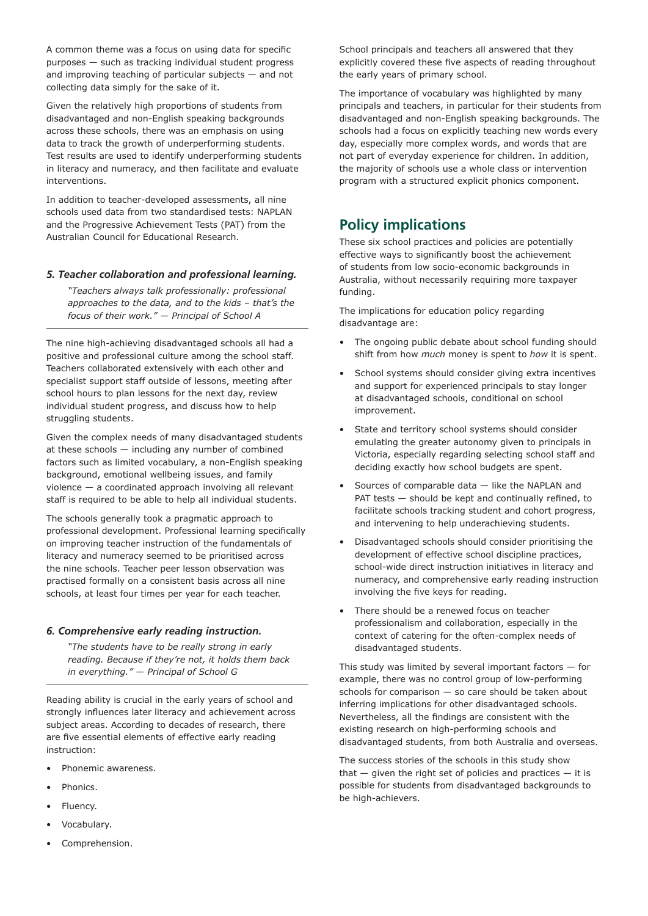A common theme was a focus on using data for specific purposes — such as tracking individual student progress and improving teaching of particular subjects — and not collecting data simply for the sake of it.

Given the relatively high proportions of students from disadvantaged and non-English speaking backgrounds across these schools, there was an emphasis on using data to track the growth of underperforming students. Test results are used to identify underperforming students in literacy and numeracy, and then facilitate and evaluate interventions.

In addition to teacher-developed assessments, all nine schools used data from two standardised tests: NAPLAN and the Progressive Achievement Tests (PAT) from the Australian Council for Educational Research.

### *5. Teacher collaboration and professional learning.*

> *"Teachers always talk professionally: professional approaches to the data, and to the kids – that's the focus of their work." — Principal of School A*

The nine high-achieving disadvantaged schools all had a positive and professional culture among the school staff. Teachers collaborated extensively with each other and specialist support staff outside of lessons, meeting after school hours to plan lessons for the next day, review individual student progress, and discuss how to help struggling students.

Given the complex needs of many disadvantaged students at these schools — including any number of combined factors such as limited vocabulary, a non-English speaking background, emotional wellbeing issues, and family violence — a coordinated approach involving all relevant staff is required to be able to help all individual students.

The schools generally took a pragmatic approach to professional development. Professional learning specifically on improving teacher instruction of the fundamentals of literacy and numeracy seemed to be prioritised across the nine schools. Teacher peer lesson observation was practised formally on a consistent basis across all nine schools, at least four times per year for each teacher.

### *6. Comprehensive early reading instruction.*

> *"The students have to be really strong in early reading. Because if they're not, it holds them back in everything." — Principal of School G*

Reading ability is crucial in the early years of school and strongly influences later literacy and achievement across subject areas. According to decades of research, there are five essential elements of effective early reading instruction:

- Phonemic awareness.
- Phonics.
- Fluency.
- Vocabulary.
- Comprehension.

School principals and teachers all answered that they explicitly covered these five aspects of reading throughout the early years of primary school.

The importance of vocabulary was highlighted by many principals and teachers, in particular for their students from disadvantaged and non-English speaking backgrounds. The schools had a focus on explicitly teaching new words every day, especially more complex words, and words that are not part of everyday experience for children. In addition, the majority of schools use a whole class or intervention program with a structured explicit phonics component.

## Policy implications

These six school practices and policies are potentially effective ways to significantly boost the achievement of students from low socio-economic backgrounds in Australia, without necessarily requiring more taxpayer funding.

The implications for education policy regarding disadvantage are:

- The ongoing public debate about school funding should shift from how *much* money is spent to *how* it is spent.
- School systems should consider giving extra incentives and support for experienced principals to stay longer at disadvantaged schools, conditional on school improvement.
- State and territory school systems should consider emulating the greater autonomy given to principals in Victoria, especially regarding selecting school staff and deciding exactly how school budgets are spent.
- Sources of comparable data — like the NAPLAN and PAT tests — should be kept and continually refined, to facilitate schools tracking student and cohort progress, and intervening to help underachieving students.
- Disadvantaged schools should consider prioritising the development of effective school discipline practices, school-wide direct instruction initiatives in literacy and numeracy, and comprehensive early reading instruction involving the five keys for reading.
- There should be a renewed focus on teacher professionalism and collaboration, especially in the context of catering for the often-complex needs of disadvantaged students.

This study was limited by several important factors — for example, there was no control group of low-performing schools for comparison — so care should be taken about inferring implications for other disadvantaged schools. Nevertheless, all the findings are consistent with the existing research on high-performing schools and disadvantaged students, from both Australia and overseas.

The success stories of the schools in this study show that — given the right set of policies and practices — it is possible for students from disadvantaged backgrounds to be high-achievers.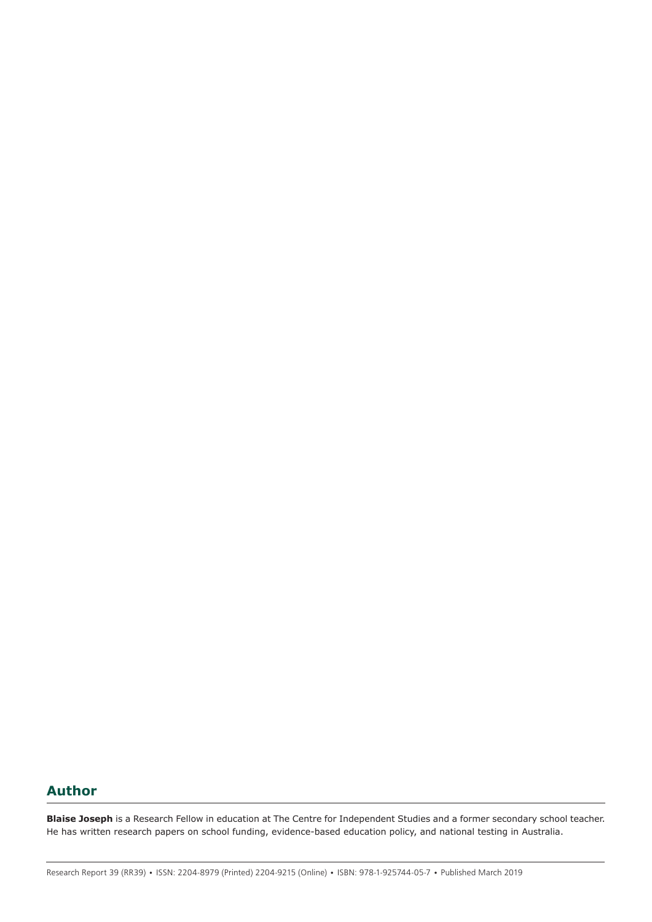## Author

**Blaise Joseph** is a Research Fellow in education at The Centre for Independent Studies and a former secondary school teacher. He has written research papers on school funding, evidence-based education policy, and national testing in Australia.

Research Report 39 (RR39) • ISSN: 2204-8979 (Printed) 2204-9215 (Online) • ISBN: 978-1-925744-05-7 • Published March 2019